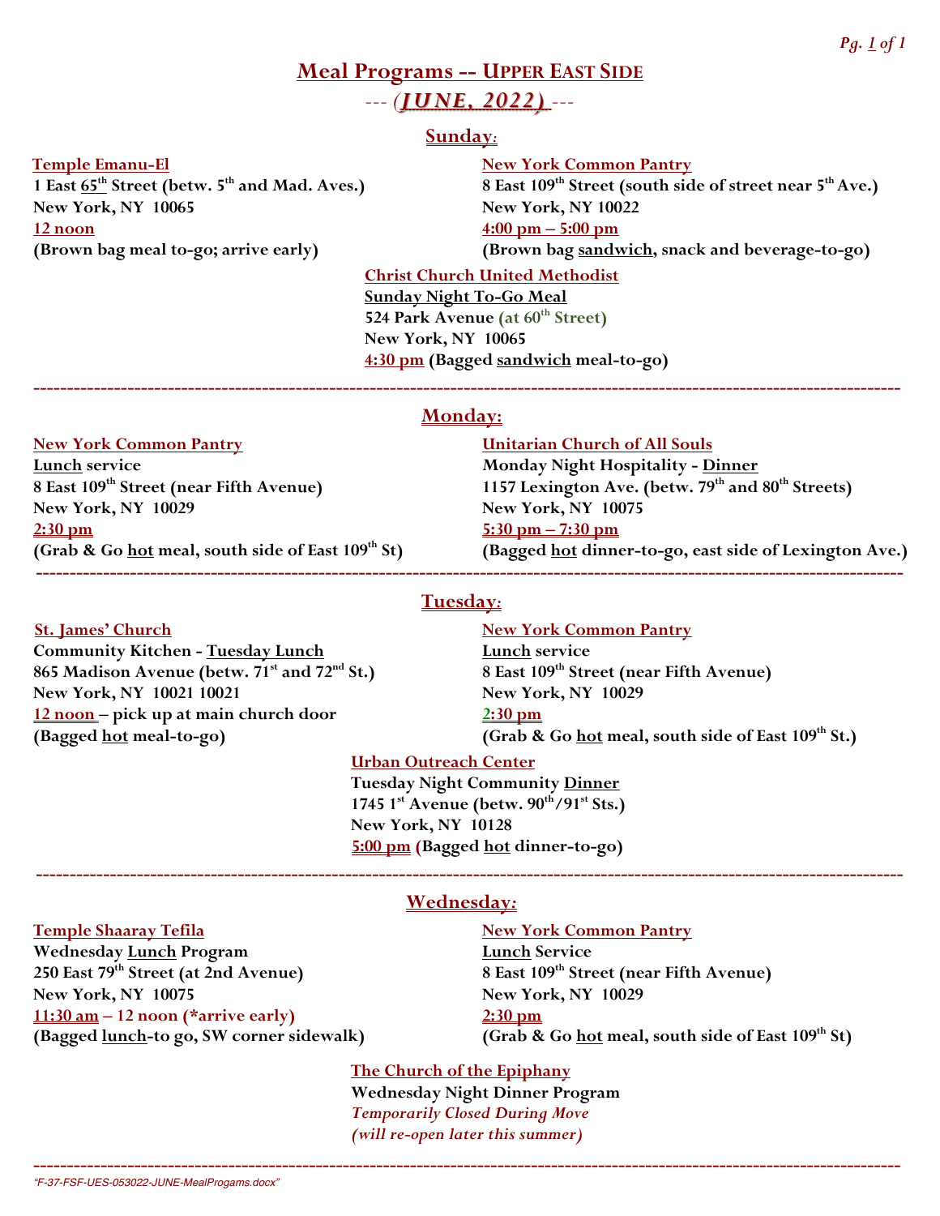# Meal Programs -- Upper East Side

## --- (JUNE, 2022) ---

## Sunday:

**Temple Emanu-El**
**1 East 65th Street (betw. 5th and Mad. Aves.)**
**New York, NY 10065**
**12 noon**
**(Brown bag meal to-go; arrive early)**

**New York Common Pantry**
**8 East 109th Street (south side of street near 5th Ave.)**
**New York, NY 10022**
**4:00 pm – 5:00 pm**
**(Brown bag sandwich, snack and beverage-to-go)**

**Christ Church United Methodist**
**Sunday Night To-Go Meal**
**524 Park Avenue (at 60th Street)**
**New York, NY 10065**
**4:30 pm (Bagged sandwich meal-to-go)**

---

## Monday:

**New York Common Pantry**
**Lunch service**
**8 East 109th Street (near Fifth Avenue)**
**New York, NY 10029**
**2:30 pm**
**(Grab & Go hot meal, south side of East 109th St)**

**Unitarian Church of All Souls**
**Monday Night Hospitality - Dinner**
**1157 Lexington Ave. (betw. 79th and 80th Streets)**
**New York, NY 10075**
**5:30 pm – 7:30 pm**
**(Bagged hot dinner-to-go, east side of Lexington Ave.)**

---

## Tuesday:

**St. James' Church**
**Community Kitchen - Tuesday Lunch**
**865 Madison Avenue (betw. 71st and 72nd St.)**
**New York, NY 10021 10021**
**12 noon – pick up at main church door**
**(Bagged hot meal-to-go)**

**New York Common Pantry**
**Lunch service**
**8 East 109th Street (near Fifth Avenue)**
**New York, NY 10029**
**2:30 pm**
**(Grab & Go hot meal, south side of East 109th St.)**

**Urban Outreach Center**
**Tuesday Night Community Dinner**
**1745 1st Avenue (betw. 90th/91st Sts.)**
**New York, NY 10128**
**5:00 pm (Bagged hot dinner-to-go)**

---

## Wednesday:

**Temple Shaaray Tefila**
**Wednesday Lunch Program**
**250 East 79th Street (at 2nd Avenue)**
**New York, NY 10075**
**11:30 am – 12 noon (*arrive early)**
**(Bagged lunch-to go, SW corner sidewalk)**

**New York Common Pantry**
**Lunch Service**
**8 East 109th Street (near Fifth Avenue)**
**New York, NY 10029**
**2:30 pm**
**(Grab & Go hot meal, south side of East 109th St)**

**The Church of the Epiphany**
**Wednesday Night Dinner Program**
***Temporarily Closed During Move***
***(will re-open later this summer)***

---

*"F-37-FSF-UES-053022-JUNE-MealProgams.docx"*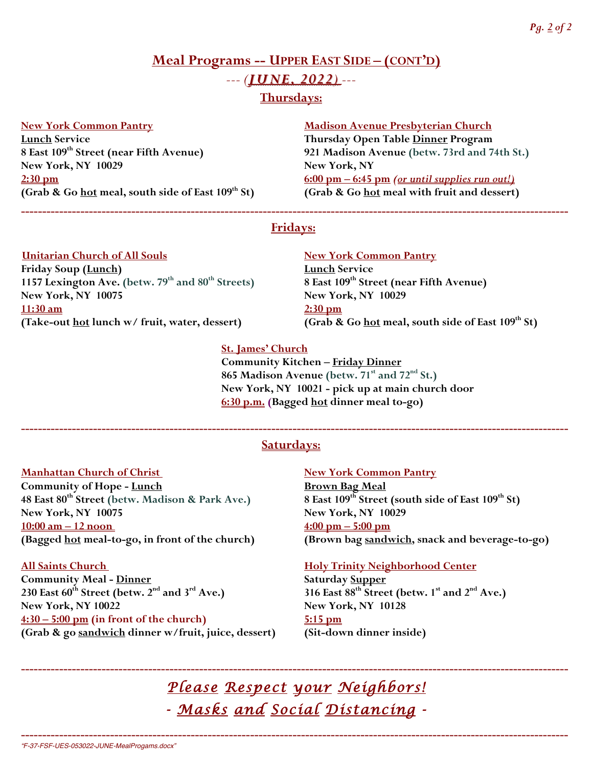## Meal Programs -- Upper East Side – (cont'd)

--- (*JUNE, 2022*) ---

### Thursdays:

**New York Common Pantry**
**Lunch Service**
**8 East 109th Street (near Fifth Avenue)**
**New York, NY 10029**
**2:30 pm**
**(Grab & Go hot meal, south side of East 109th St)**

**Madison Avenue Presbyterian Church**
**Thursday Open Table Dinner Program**
**921 Madison Avenue (betw. 73rd and 74th St.)**
**New York, NY**
**6:00 pm – 6:45 pm** ***(or until supplies run out!)***
**(Grab & Go hot meal with fruit and dessert)**

---

### Fridays:

**Unitarian Church of All Souls**
**Friday Soup (Lunch)**
**1157 Lexington Ave. (betw. 79th and 80th Streets)**
**New York, NY 10075**
**11:30 am**
**(Take-out hot lunch w/ fruit, water, dessert)**

**New York Common Pantry**
**Lunch Service**
**8 East 109th Street (near Fifth Avenue)**
**New York, NY 10029**
**2:30 pm**
**(Grab & Go hot meal, south side of East 109th St)**

**St. James' Church**
**Community Kitchen – Friday Dinner**
**865 Madison Avenue (betw. 71st and 72nd St.)**
**New York, NY 10021 - pick up at main church door**
**6:30 p.m. (Bagged hot dinner meal to-go)**

---

### Saturdays:

**Manhattan Church of Christ**
**Community of Hope - Lunch**
**48 East 80th Street (betw. Madison & Park Ave.)**
**New York, NY 10075**
**10:00 am – 12 noon**
**(Bagged hot meal-to-go, in front of the church)**

**New York Common Pantry**
**Brown Bag Meal**
**8 East 109th Street (south side of East 109th St)**
**New York, NY 10029**
**4:00 pm – 5:00 pm**
**(Brown bag sandwich, snack and beverage-to-go)**

**All Saints Church**
**Community Meal - Dinner**
**230 East 60th Street (betw. 2nd and 3rd Ave.)**
**New York, NY 10022**
**4:30 – 5:00 pm (in front of the church)**
**(Grab & go sandwich dinner w/fruit, juice, dessert)**

**Holy Trinity Neighborhood Center**
**Saturday Supper**
**316 East 88th Street (betw. 1st and 2nd Ave.)**
**New York, NY 10128**
**5:15 pm**
**(Sit-down dinner inside)**

---

*Please Respect your Neighbors!*

*- Masks and Social Distancing -*

---

*"F-37-FSF-UES-053022-JUNE-MealProgams.docx"*